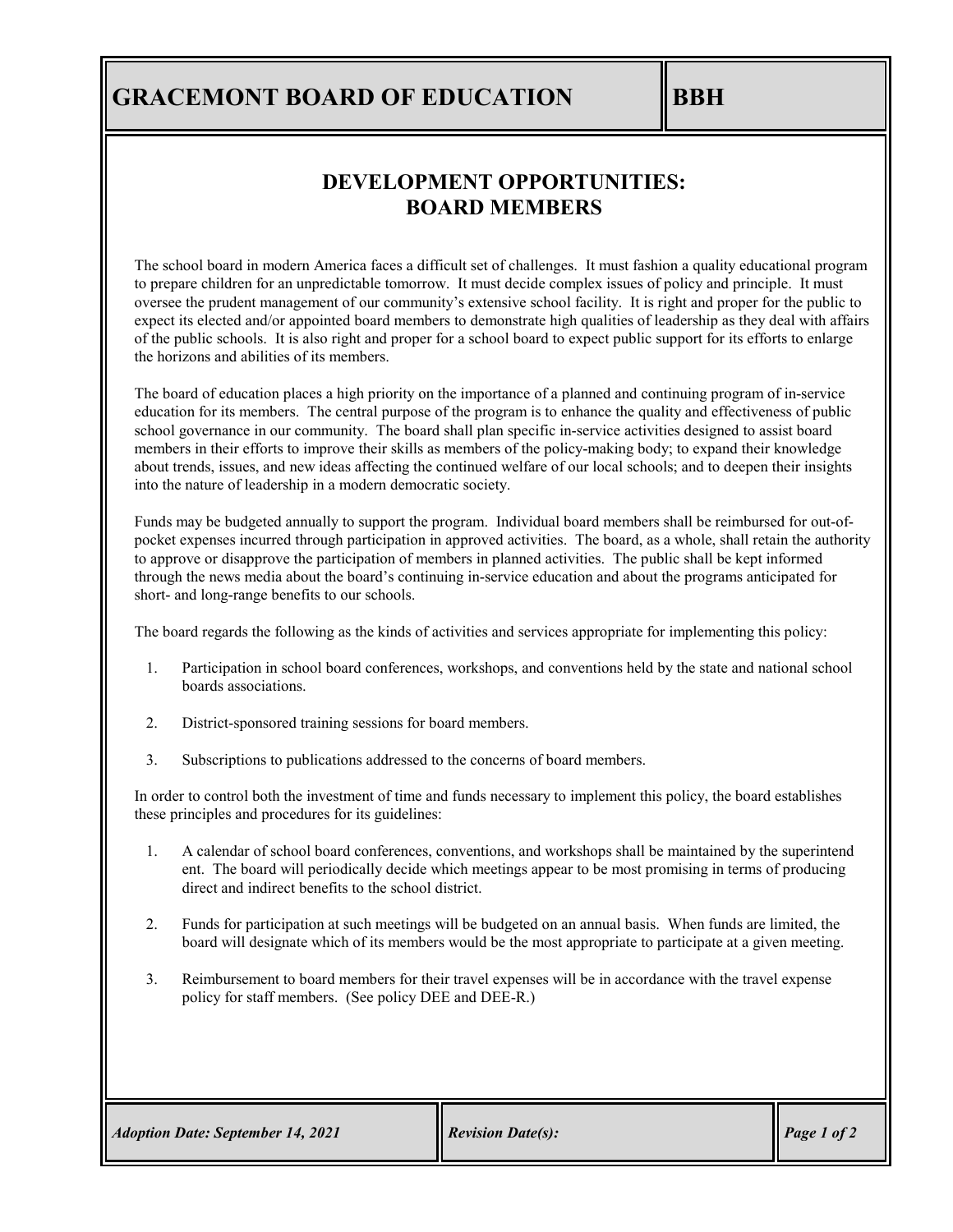# GRACEMONT BOARD OF EDUCATION — BBH

## DEVELOPMENT OPPORTUNITIES: BOARD MEMBERS

The school board in modern America faces a difficult set of challenges. It must fashion a quality educational program to prepare children for an unpredictable tomorrow. It must decide complex issues of policy and principle. It must oversee the prudent management of our community's extensive school facility. It is right and proper for the public to expect its elected and/or appointed board members to demonstrate high qualities of leadership as they deal with affairs of the public schools. It is also right and proper for a school board to expect public support for its efforts to enlarge the horizons and abilities of its members.

The board of education places a high priority on the importance of a planned and continuing program of in-service education for its members. The central purpose of the program is to enhance the quality and effectiveness of public school governance in our community. The board shall plan specific in-service activities designed to assist board members in their efforts to improve their skills as members of the policy-making body; to expand their knowledge about trends, issues, and new ideas affecting the continued welfare of our local schools; and to deepen their insights into the nature of leadership in a modern democratic society.

Funds may be budgeted annually to support the program. Individual board members shall be reimbursed for out-of-pocket expenses incurred through participation in approved activities. The board, as a whole, shall retain the authority to approve or disapprove the participation of members in planned activities. The public shall be kept informed through the news media about the board's continuing in-service education and about the programs anticipated for short- and long-range benefits to our schools.

The board regards the following as the kinds of activities and services appropriate for implementing this policy:

1. Participation in school board conferences, workshops, and conventions held by the state and national school boards associations.
2. District-sponsored training sessions for board members.
3. Subscriptions to publications addressed to the concerns of board members.

In order to control both the investment of time and funds necessary to implement this policy, the board establishes these principles and procedures for its guidelines:

1. A calendar of school board conferences, conventions, and workshops shall be maintained by the superintendent. The board will periodically decide which meetings appear to be most promising in terms of producing direct and indirect benefits to the school district.
2. Funds for participation at such meetings will be budgeted on an annual basis. When funds are limited, the board will designate which of its members would be the most appropriate to participate at a given meeting.
3. Reimbursement to board members for their travel expenses will be in accordance with the travel expense policy for staff members. (See policy DEE and DEE-R.)

*Adoption Date: September 14, 2021* | *Revision Date(s):*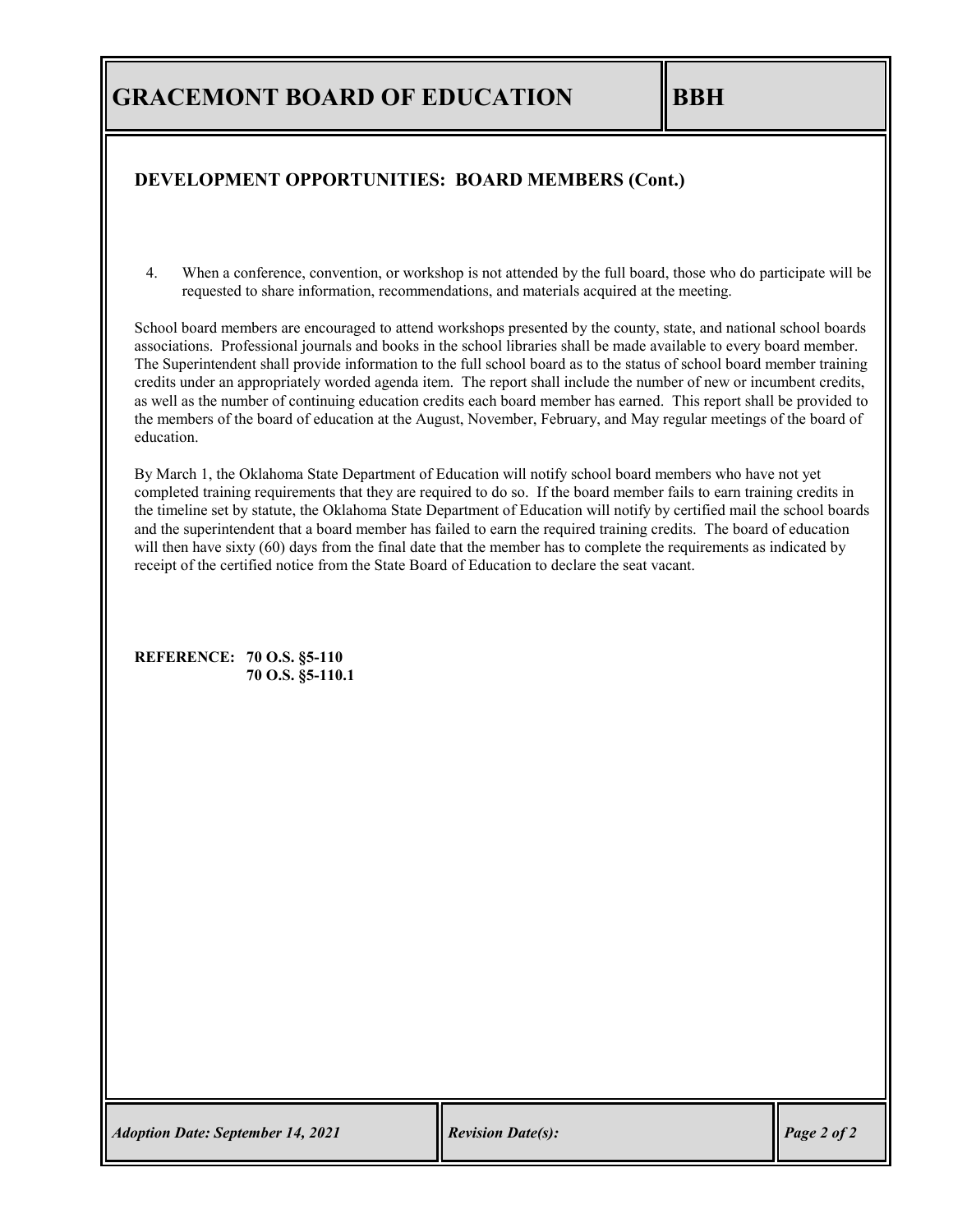## DEVELOPMENT OPPORTUNITIES: BOARD MEMBERS (Cont.)

4. When a conference, convention, or workshop is not attended by the full board, those who do participate will be requested to share information, recommendations, and materials acquired at the meeting.

School board members are encouraged to attend workshops presented by the county, state, and national school boards associations. Professional journals and books in the school libraries shall be made available to every board member. The Superintendent shall provide information to the full school board as to the status of school board member training credits under an appropriately worded agenda item. The report shall include the number of new or incumbent credits, as well as the number of continuing education credits each board member has earned. This report shall be provided to the members of the board of education at the August, November, February, and May regular meetings of the board of education.

By March 1, the Oklahoma State Department of Education will notify school board members who have not yet completed training requirements that they are required to do so. If the board member fails to earn training credits in the timeline set by statute, the Oklahoma State Department of Education will notify by certified mail the school boards and the superintendent that a board member has failed to earn the required training credits. The board of education will then have sixty (60) days from the final date that the member has to complete the requirements as indicated by receipt of the certified notice from the State Board of Education to declare the seat vacant.

**REFERENCE: 70 O.S. §5-110**
**70 O.S. §5-110.1**

*Adoption Date: September 14, 2021* | *Revision Date(s):*